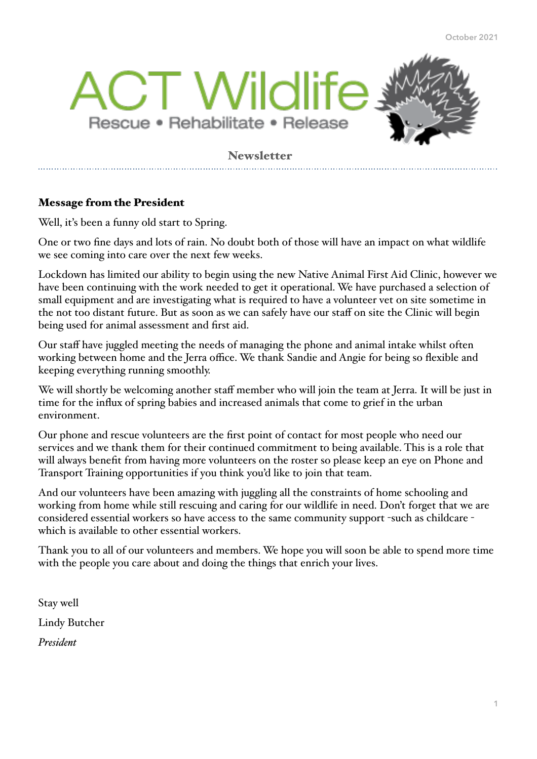October 2021

# ACT Wildlife

Rescue • Rehabilitate • Release

## Newsletter

### Message from the President

Well, it's been a funny old start to Spring.

One or two fine days and lots of rain. No doubt both of those will have an impact on what wildlife we see coming into care over the next few weeks.

Lockdown has limited our ability to begin using the new Native Animal First Aid Clinic, however we have been continuing with the work needed to get it operational. We have purchased a selection of small equipment and are investigating what is required to have a volunteer vet on site sometime in the not too distant future. But as soon as we can safely have our staff on site the Clinic will begin being used for animal assessment and first aid.

Our staff have juggled meeting the needs of managing the phone and animal intake whilst often working between home and the Jerra office. We thank Sandie and Angie for being so flexible and keeping everything running smoothly.

We will shortly be welcoming another staff member who will join the team at Jerra. It will be just in time for the influx of spring babies and increased animals that come to grief in the urban environment.

Our phone and rescue volunteers are the first point of contact for most people who need our services and we thank them for their continued commitment to being available. This is a role that will always benefit from having more volunteers on the roster so please keep an eye on Phone and Transport Training opportunities if you think you'd like to join that team.

And our volunteers have been amazing with juggling all the constraints of home schooling and working from home while still rescuing and caring for our wildlife in need. Don't forget that we are considered essential workers so have access to the same community support -such as childcare - which is available to other essential workers.

Thank you to all of our volunteers and members. We hope you will soon be able to spend more time with the people you care about and doing the things that enrich your lives.

Stay well

Lindy Butcher

*President*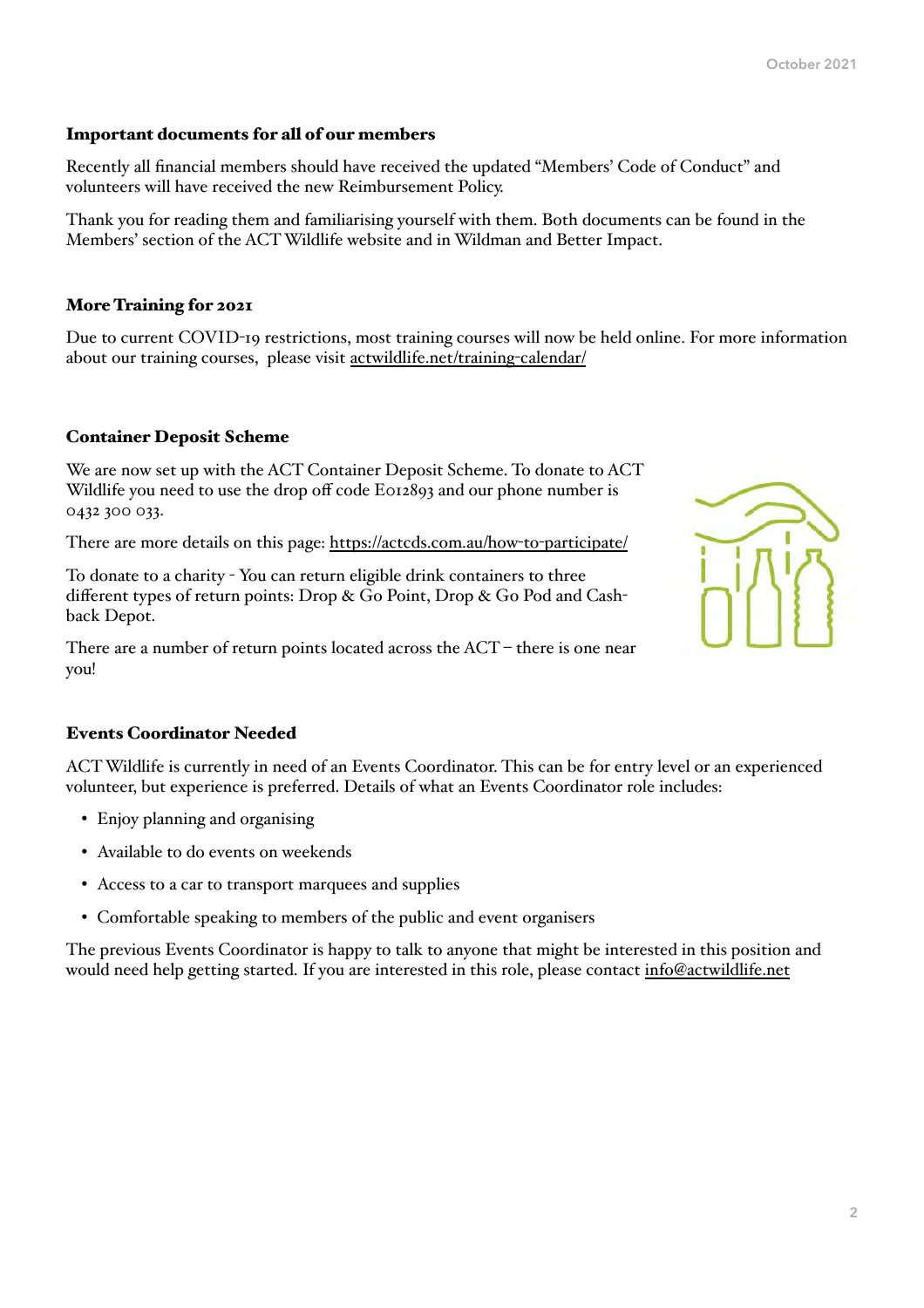### Important documents for all of our members

Recently all financial members should have received the updated "Members' Code of Conduct" and volunteers will have received the new Reimbursement Policy.

Thank you for reading them and familiarising yourself with them. Both documents can be found in the Members' section of the ACT Wildlife website and in Wildman and Better Impact.

### More Training for 2021

Due to current COVID-19 restrictions, most training courses will now be held online. For more information about our training courses, please visit actwildlife.net/training-calendar/

### Container Deposit Scheme

We are now set up with the ACT Container Deposit Scheme. To donate to ACT Wildlife you need to use the drop off code E012893 and our phone number is 0432 300 033.

There are more details on this page: https://actcds.com.au/how-to-participate/

To donate to a charity - You can return eligible drink containers to three different types of return points: Drop & Go Point, Drop & Go Pod and Cash-back Depot.

There are a number of return points located across the ACT – there is one near you!

### Events Coordinator Needed

ACT Wildlife is currently in need of an Events Coordinator. This can be for entry level or an experienced volunteer, but experience is preferred. Details of what an Events Coordinator role includes:

- Enjoy planning and organising
- Available to do events on weekends
- Access to a car to transport marquees and supplies
- Comfortable speaking to members of the public and event organisers

The previous Events Coordinator is happy to talk to anyone that might be interested in this position and would need help getting started. If you are interested in this role, please contact info@actwildlife.net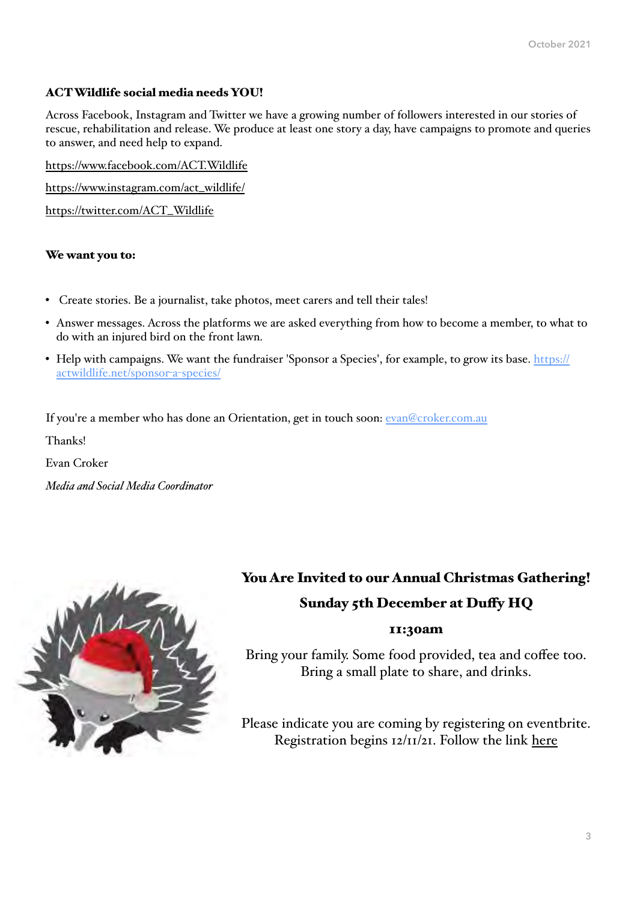## ACT Wildlife social media needs YOU!

Across Facebook, Instagram and Twitter we have a growing number of followers interested in our stories of rescue, rehabilitation and release. We produce at least one story a day, have campaigns to promote and queries to answer, and need help to expand.

https://www.facebook.com/ACT.Wildlife

https://www.instagram.com/act_wildlife/

https://twitter.com/ACT_Wildlife

**We want you to:**

- Create stories. Be a journalist, take photos, meet carers and tell their tales!
- Answer messages. Across the platforms we are asked everything from how to become a member, to what to do with an injured bird on the front lawn.
- Help with campaigns. We want the fundraiser 'Sponsor a Species', for example, to grow its base. https://actwildlife.net/sponsor-a-species/

If you're a member who has done an Orientation, get in touch soon: evan@croker.com.au

Thanks!

Evan Croker

*Media and Social Media Coordinator*

## You Are Invited to our Annual Christmas Gathering!

### Sunday 5th December at Duffy HQ

### 11:30am

Bring your family. Some food provided, tea and coffee too. Bring a small plate to share, and drinks.

Please indicate you are coming by registering on eventbrite. Registration begins 12/11/21. Follow the link here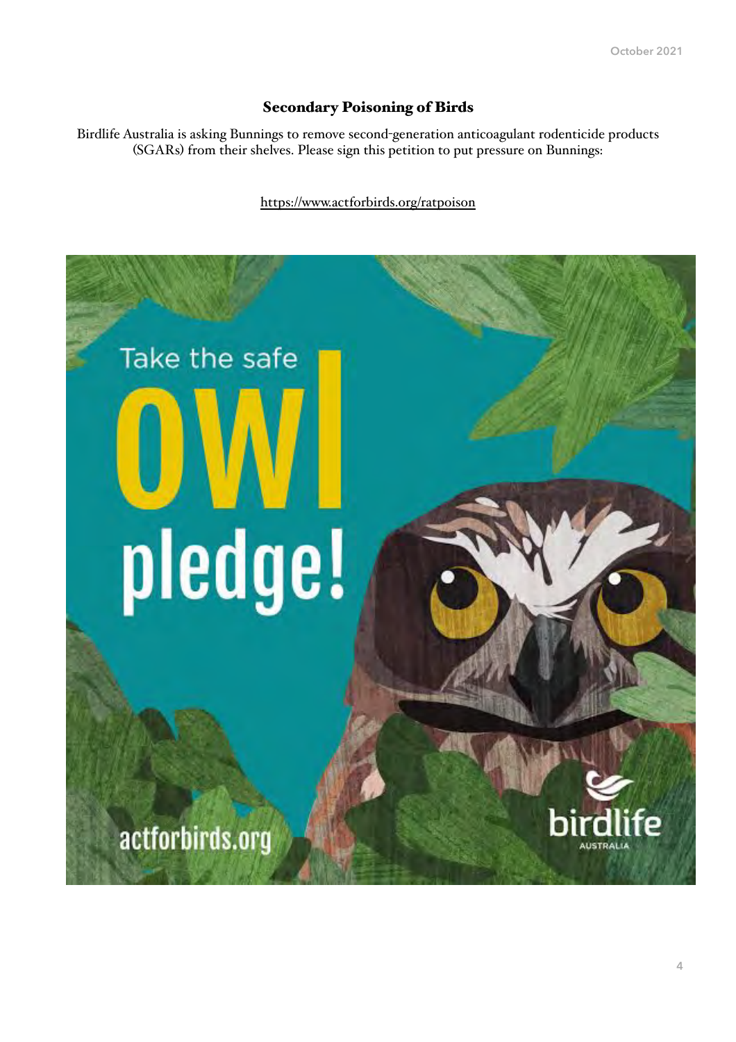## Secondary Poisoning of Birds

Birdlife Australia is asking Bunnings to remove second-generation anticoagulant rodenticide products (SGARs) from their shelves. Please sign this petition to put pressure on Bunnings:

https://www.actforbirds.org/ratpoison

Take the safe owl pledge!

actforbirds.org

birdlife AUSTRALIA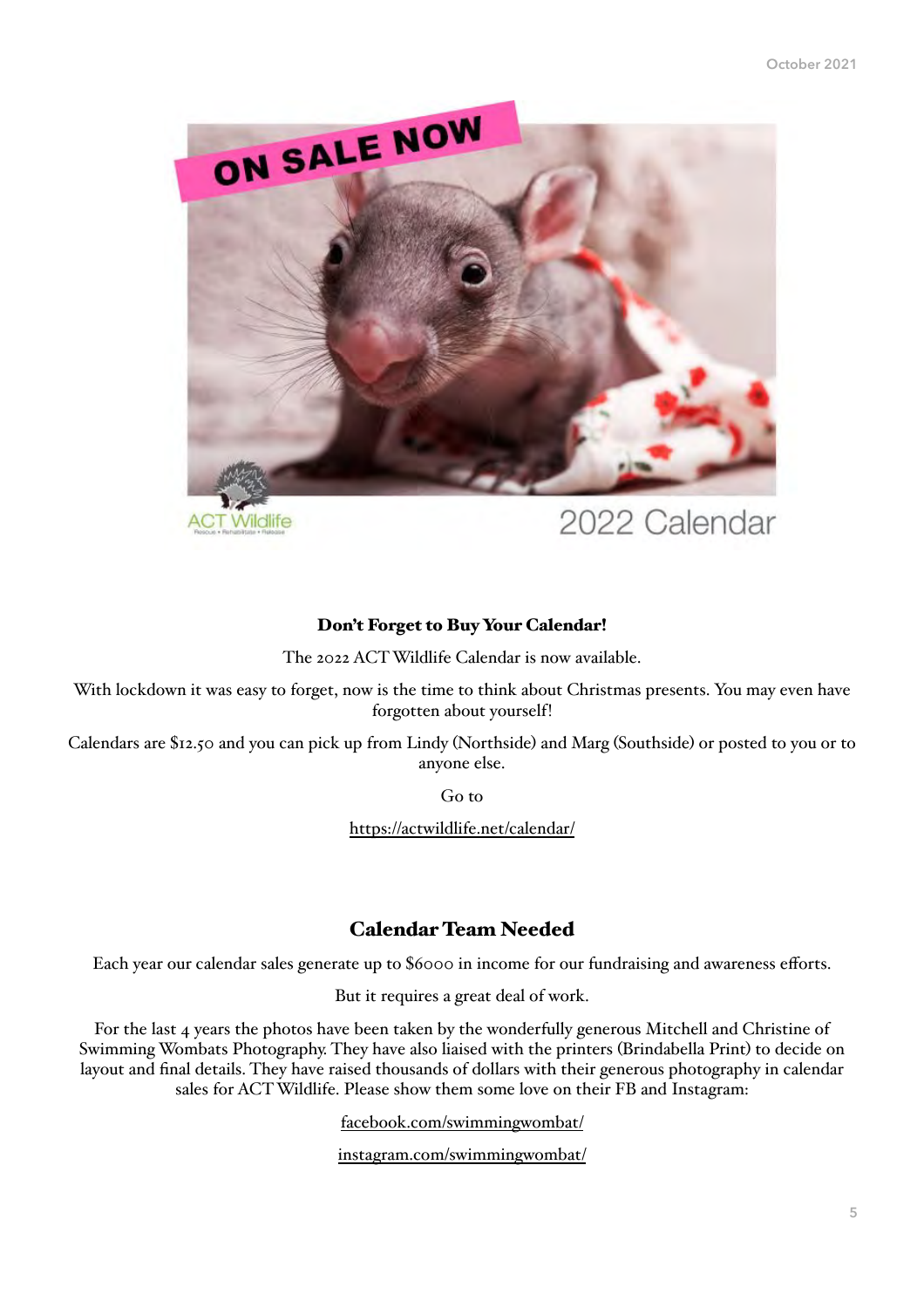## Don't Forget to Buy Your Calendar!

The 2022 ACT Wildlife Calendar is now available.

With lockdown it was easy to forget, now is the time to think about Christmas presents. You may even have forgotten about yourself!

Calendars are $12.50 and you can pick up from Lindy (Northside) and Marg (Southside) or posted to you or to anyone else.

Go to

https://actwildlife.net/calendar/

## Calendar Team Needed

Each year our calendar sales generate up to $6000 in income for our fundraising and awareness efforts.

But it requires a great deal of work.

For the last 4 years the photos have been taken by the wonderfully generous Mitchell and Christine of Swimming Wombats Photography. They have also liaised with the printers (Brindabella Print) to decide on layout and final details. They have raised thousands of dollars with their generous photography in calendar sales for ACT Wildlife. Please show them some love on their FB and Instagram:

facebook.com/swimmingwombat/

instagram.com/swimmingwombat/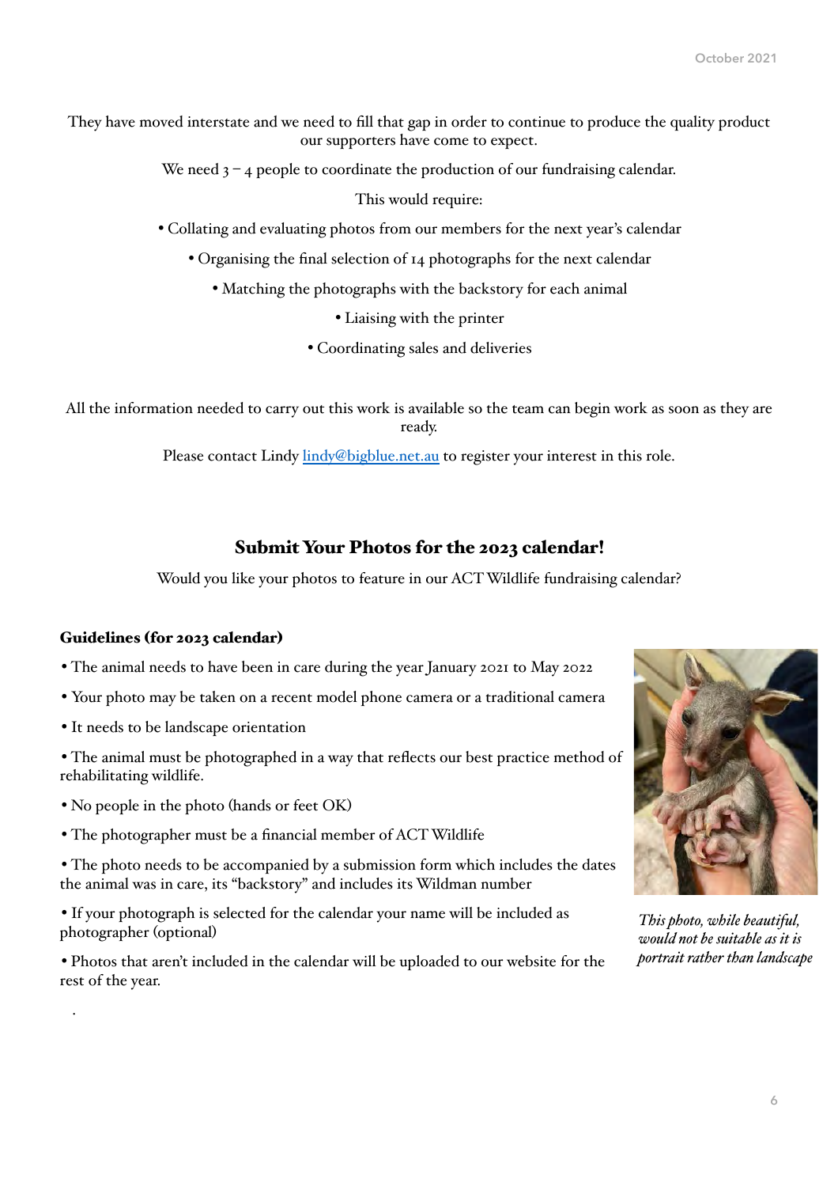They have moved interstate and we need to fill that gap in order to continue to produce the quality product our supporters have come to expect.

We need 3 – 4 people to coordinate the production of our fundraising calendar.

This would require:

- Collating and evaluating photos from our members for the next year's calendar
- Organising the final selection of 14 photographs for the next calendar
- Matching the photographs with the backstory for each animal
- Liaising with the printer
- Coordinating sales and deliveries

All the information needed to carry out this work is available so the team can begin work as soon as they are ready.

Please contact Lindy lindy@bigblue.net.au to register your interest in this role.

## Submit Your Photos for the 2023 calendar!

Would you like your photos to feature in our ACT Wildlife fundraising calendar?

### Guidelines (for 2023 calendar)

- The animal needs to have been in care during the year January 2021 to May 2022
- Your photo may be taken on a recent model phone camera or a traditional camera
- It needs to be landscape orientation
- The animal must be photographed in a way that reflects our best practice method of rehabilitating wildlife.
- No people in the photo (hands or feet OK)
- The photographer must be a financial member of ACT Wildlife
- The photo needs to be accompanied by a submission form which includes the dates the animal was in care, its "backstory" and includes its Wildman number
- If your photograph is selected for the calendar your name will be included as photographer (optional)
- Photos that aren't included in the calendar will be uploaded to our website for the rest of the year.

*This photo, while beautiful, would not be suitable as it is portrait rather than landscape*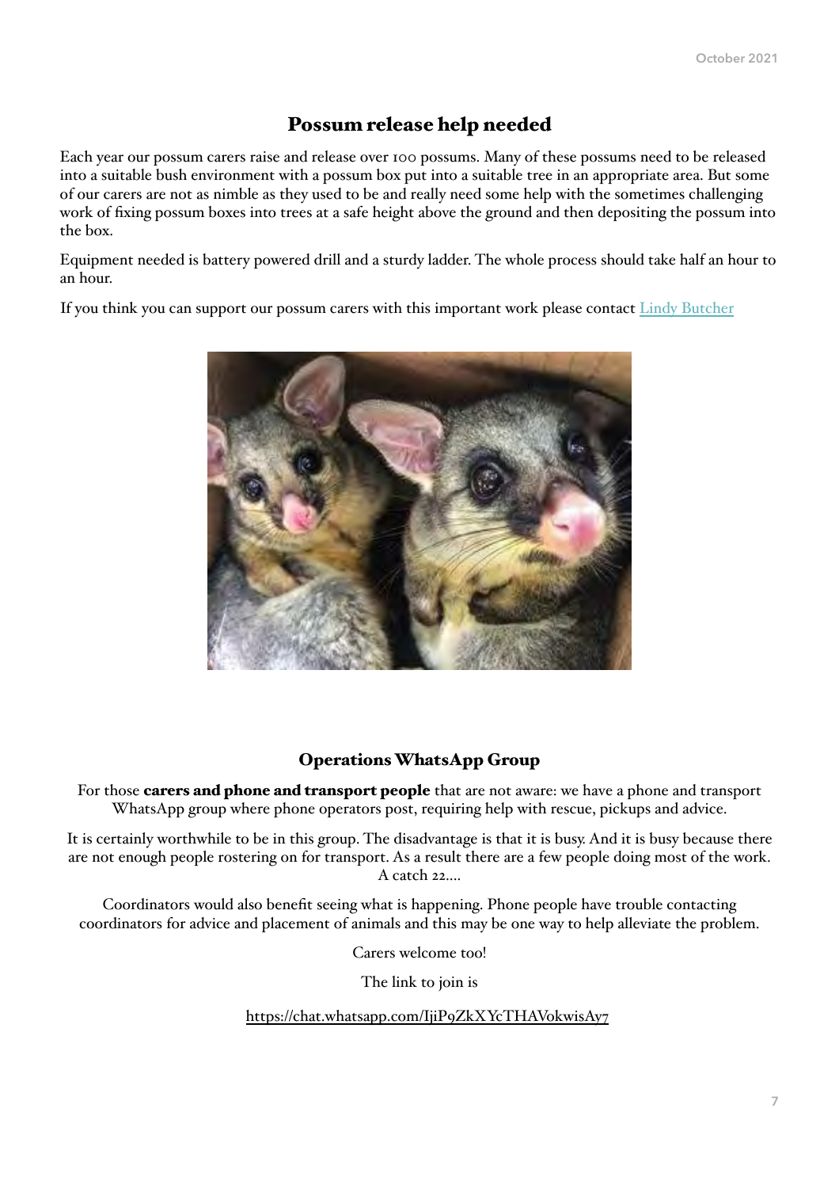## Possum release help needed

Each year our possum carers raise and release over 100 possums. Many of these possums need to be released into a suitable bush environment with a possum box put into a suitable tree in an appropriate area. But some of our carers are not as nimble as they used to be and really need some help with the sometimes challenging work of fixing possum boxes into trees at a safe height above the ground and then depositing the possum into the box.

Equipment needed is battery powered drill and a sturdy ladder. The whole process should take half an hour to an hour.

If you think you can support our possum carers with this important work please contact Lindy Butcher

## Operations WhatsApp Group

For those **carers and phone and transport people** that are not aware: we have a phone and transport WhatsApp group where phone operators post, requiring help with rescue, pickups and advice.

It is certainly worthwhile to be in this group. The disadvantage is that it is busy. And it is busy because there are not enough people rostering on for transport. As a result there are a few people doing most of the work. A catch 22....

Coordinators would also benefit seeing what is happening. Phone people have trouble contacting coordinators for advice and placement of animals and this may be one way to help alleviate the problem.

Carers welcome too!

The link to join is

https://chat.whatsapp.com/IjiP9ZkXYcTHAVokwisAy7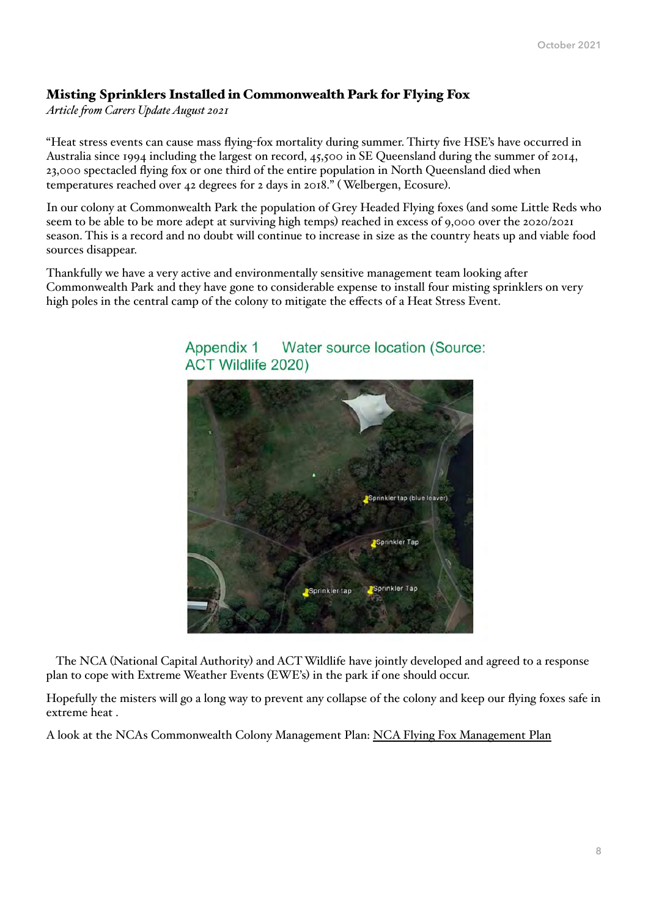## Misting Sprinklers Installed in Commonwealth Park for Flying Fox

*Article from Carers Update August 2021*

"Heat stress events can cause mass flying-fox mortality during summer. Thirty five HSE's have occurred in Australia since 1994 including the largest on record, 45,500 in SE Queensland during the summer of 2014, 23,000 spectacled flying fox or one third of the entire population in North Queensland died when temperatures reached over 42 degrees for 2 days in 2018." ( Welbergen, Ecosure).

In our colony at Commonwealth Park the population of Grey Headed Flying foxes (and some Little Reds who seem to be able to be more adept at surviving high temps) reached in excess of 9,000 over the 2020/2021 season. This is a record and no doubt will continue to increase in size as the country heats up and viable food sources disappear.

Thankfully we have a very active and environmentally sensitive management team looking after Commonwealth Park and they have gone to considerable expense to install four misting sprinklers on very high poles in the central camp of the colony to mitigate the effects of a Heat Stress Event.

Appendix 1 Water source location (Source: ACT Wildlife 2020)

The NCA (National Capital Authority) and ACT Wildlife have jointly developed and agreed to a response plan to cope with Extreme Weather Events (EWE's) in the park if one should occur.

Hopefully the misters will go a long way to prevent any collapse of the colony and keep our flying foxes safe in extreme heat .

A look at the NCAs Commonwealth Colony Management Plan: NCA Flying Fox Management Plan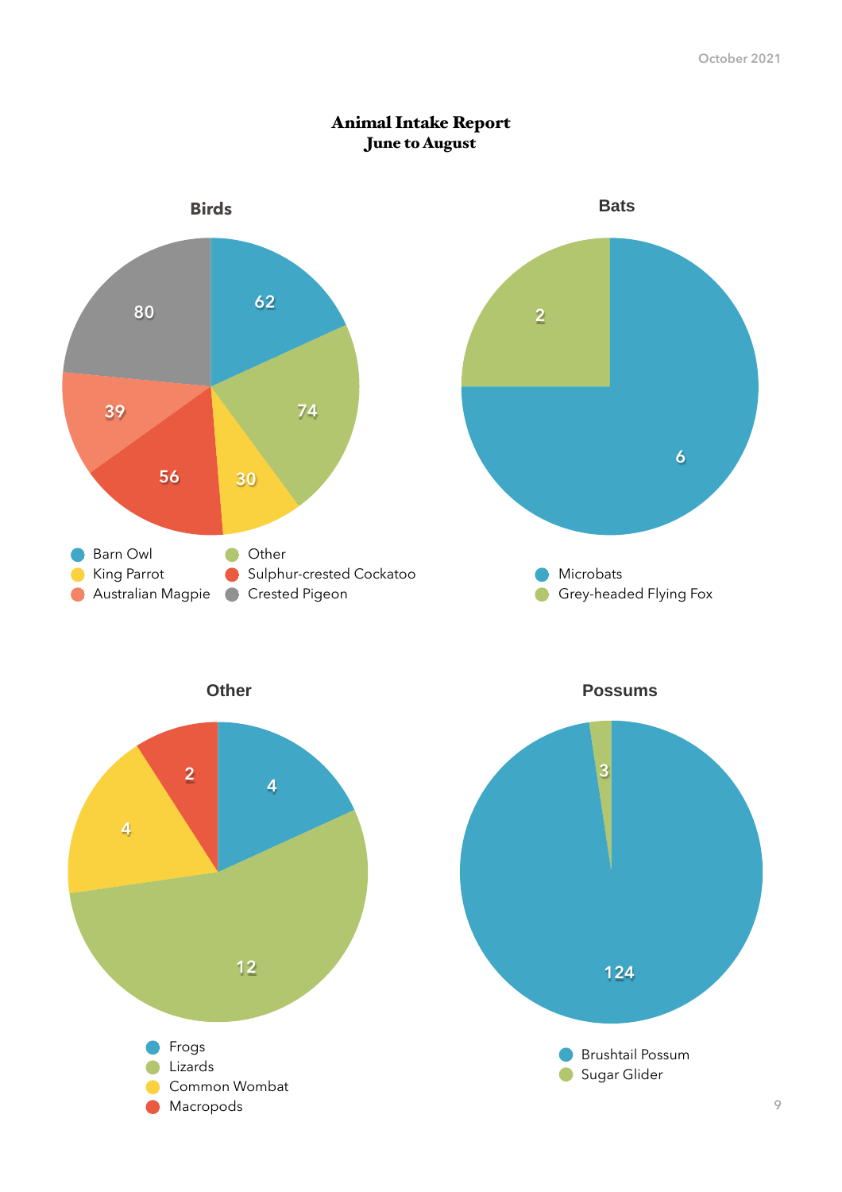# Animal Intake Report
## June to August

### Birds

| Species | Count |
|---|---|
| Barn Owl | 62 |
| Other | 74 |
| King Parrot | 30 |
| Sulphur-crested Cockatoo | 56 |
| Australian Magpie | 39 |
| Crested Pigeon | 80 |

### Bats

| Species | Count |
|---|---|
| Microbats | 6 |
| Grey-headed Flying Fox | 2 |

### Other

| Species | Count |
|---|---|
| Frogs | 4 |
| Lizards | 12 |
| Common Wombat | 4 |
| Macropods | 2 |

### Possums

| Species | Count |
|---|---|
| Brushtail Possum | 124 |
| Sugar Glider | 3 |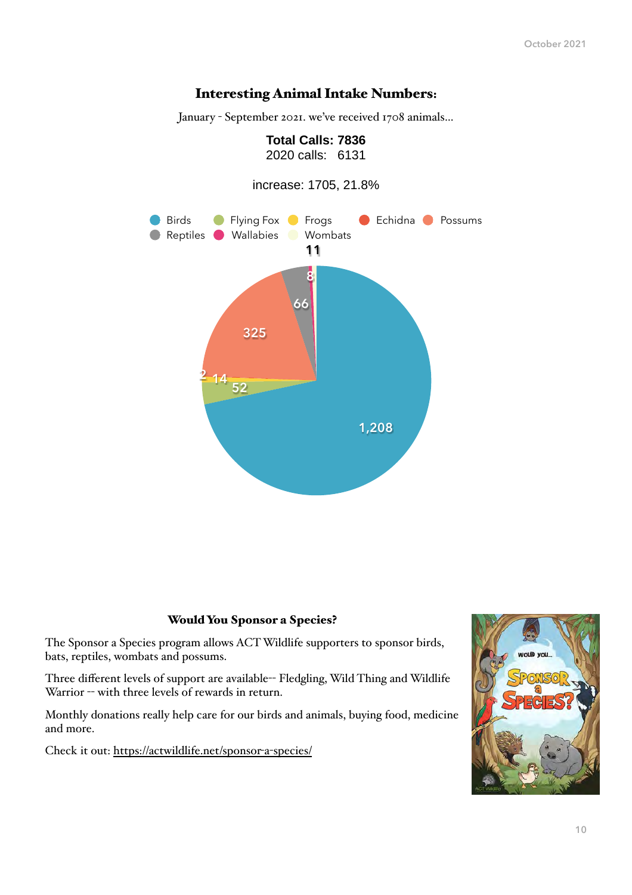## Interesting Animal Intake Numbers:

January - September 2021. we've received 1708 animals...

**Total Calls: 7836**
2020 calls: 6131

increase: 1705, 21.8%

Birds, Flying Fox, Frogs, Echidna, Possums, Reptiles, Wallabies, Wombats

| Animal | Intake |
| --- | --- |
| Birds | 1,208 |
| Flying Fox | 52 |
| Frogs | 14 |
| Echidna | 2 |
| Possums | 325 |
| Reptiles | 66 |
| Wallabies | 8 |
| Wombats | 11 |

### Would You Sponsor a Species?

The Sponsor a Species program allows ACT Wildlife supporters to sponsor birds, bats, reptiles, wombats and possums.

Three different levels of support are available-- Fledgling, Wild Thing and Wildlife Warrior -- with three levels of rewards in return.

Monthly donations really help care for our birds and animals, buying food, medicine and more.

Check it out: https://actwildlife.net/sponsor-a-species/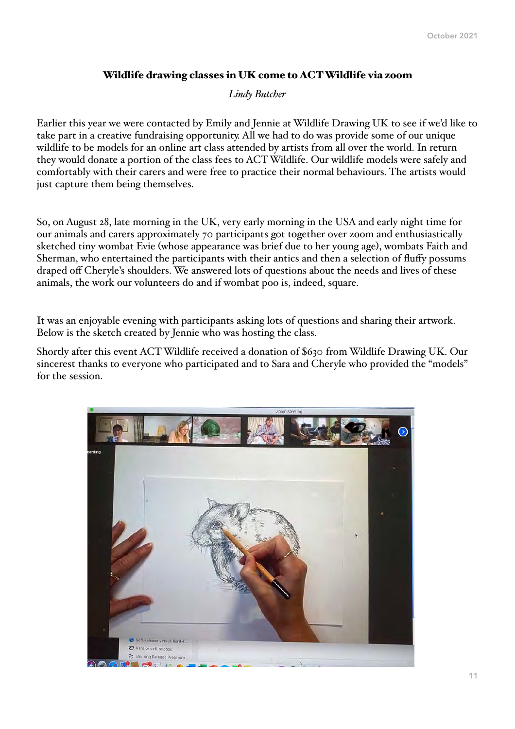## Wildlife drawing classes in UK come to ACT Wildlife via zoom

*Lindy Butcher*

Earlier this year we were contacted by Emily and Jennie at Wildlife Drawing UK to see if we'd like to take part in a creative fundraising opportunity. All we had to do was provide some of our unique wildlife to be models for an online art class attended by artists from all over the world. In return they would donate a portion of the class fees to ACT Wildlife. Our wildlife models were safely and comfortably with their carers and were free to practice their normal behaviours. The artists would just capture them being themselves.

So, on August 28, late morning in the UK, very early morning in the USA and early night time for our animals and carers approximately 70 participants got together over zoom and enthusiastically sketched tiny wombat Evie (whose appearance was brief due to her young age), wombats Faith and Sherman, who entertained the participants with their antics and then a selection of fluffy possums draped off Cheryle's shoulders. We answered lots of questions about the needs and lives of these animals, the work our volunteers do and if wombat poo is, indeed, square.

It was an enjoyable evening with participants asking lots of questions and sharing their artwork. Below is the sketch created by Jennie who was hosting the class.

Shortly after this event ACT Wildlife received a donation of $630 from Wildlife Drawing UK. Our sincerest thanks to everyone who participated and to Sara and Cheryle who provided the "models" for the session.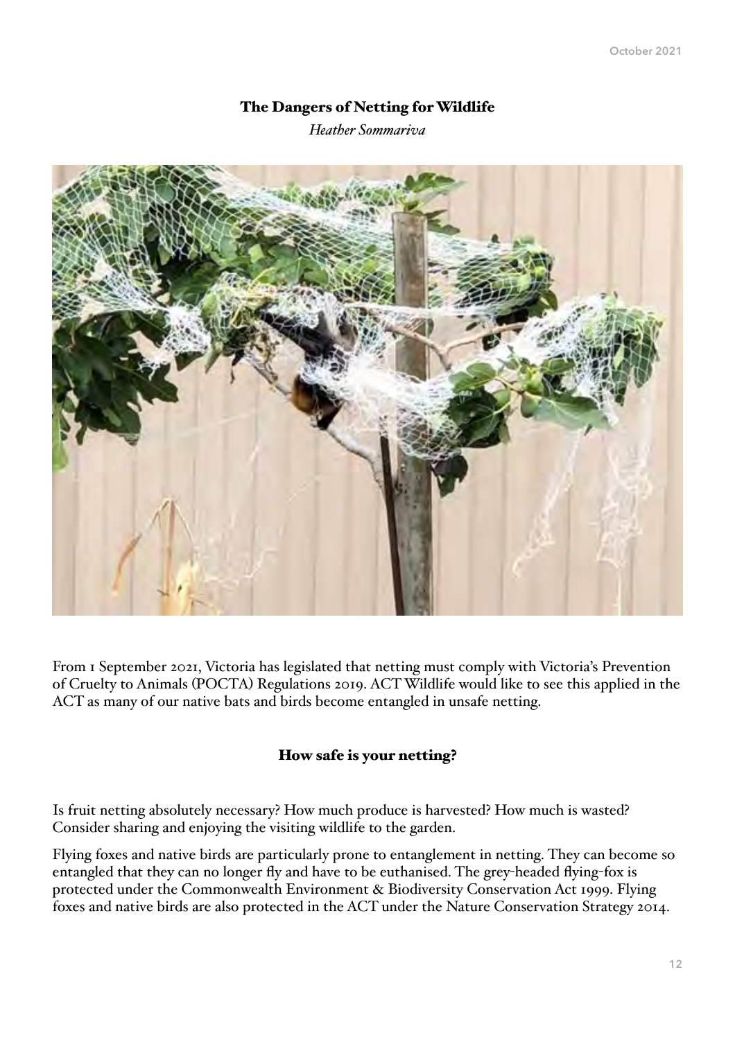## The Dangers of Netting for Wildlife

*Heather Sommariva*

From 1 September 2021, Victoria has legislated that netting must comply with Victoria's Prevention of Cruelty to Animals (POCTA) Regulations 2019. ACT Wildlife would like to see this applied in the ACT as many of our native bats and birds become entangled in unsafe netting.

### How safe is your netting?

Is fruit netting absolutely necessary? How much produce is harvested? How much is wasted? Consider sharing and enjoying the visiting wildlife to the garden.

Flying foxes and native birds are particularly prone to entanglement in netting. They can become so entangled that they can no longer fly and have to be euthanised. The grey-headed flying-fox is protected under the Commonwealth Environment & Biodiversity Conservation Act 1999. Flying foxes and native birds are also protected in the ACT under the Nature Conservation Strategy 2014.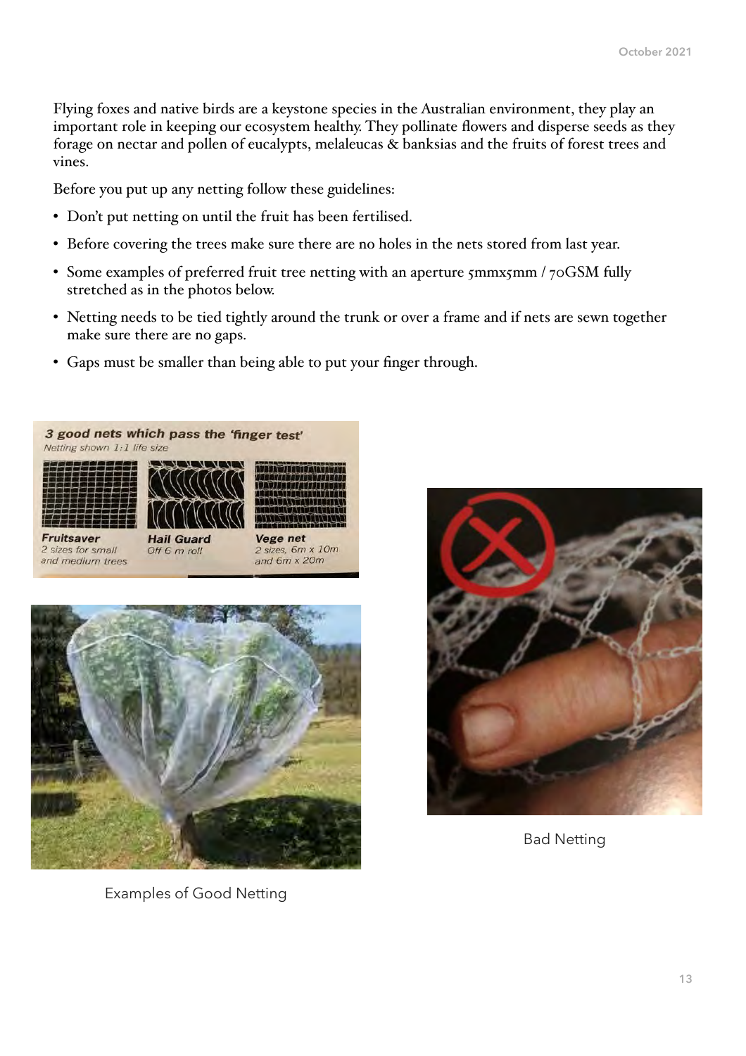Flying foxes and native birds are a keystone species in the Australian environment, they play an important role in keeping our ecosystem healthy. They pollinate flowers and disperse seeds as they forage on nectar and pollen of eucalypts, melaleucas & banksias and the fruits of forest trees and vines.

Before you put up any netting follow these guidelines:

- Don't put netting on until the fruit has been fertilised.
- Before covering the trees make sure there are no holes in the nets stored from last year.
- Some examples of preferred fruit tree netting with an aperture 5mmx5mm / 70GSM fully stretched as in the photos below.
- Netting needs to be tied tightly around the trunk or over a frame and if nets are sewn together make sure there are no gaps.
- Gaps must be smaller than being able to put your finger through.

**3 good nets which pass the 'finger test'**
*Netting shown 1:1 life size*

**Fruitsaver** 2 sizes for small and medium trees

**Hail Guard** Off 6 m roll

**Vege net** 2 sizes, 6m x 10m and 6m x 20m

Examples of Good Netting

Bad Netting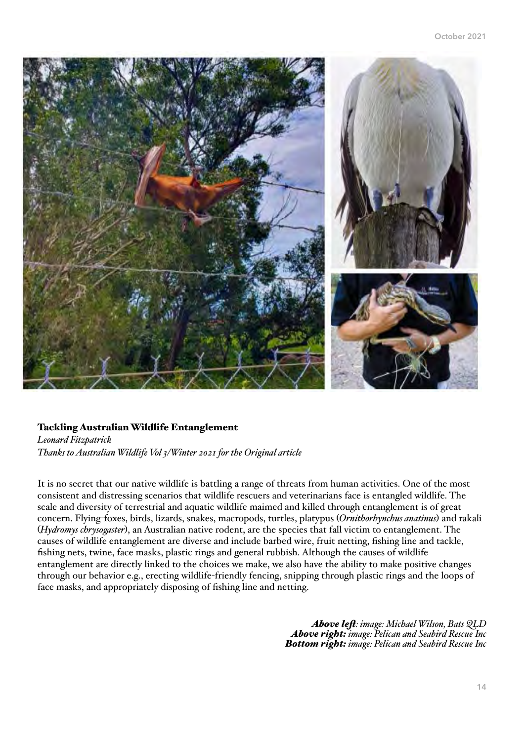## Tackling Australian Wildlife Entanglement

*Leonard Fitzpatrick*
*Thanks to Australian Wildlife Vol 3/Winter 2021 for the Original article*

It is no secret that our native wildlife is battling a range of threats from human activities. One of the most consistent and distressing scenarios that wildlife rescuers and veterinarians face is entangled wildlife. The scale and diversity of terrestrial and aquatic wildlife maimed and killed through entanglement is of great concern. Flying-foxes, birds, lizards, snakes, macropods, turtles, platypus (*Ornithorhynchus anatinus*) and rakali (*Hydromys chrysogaster*), an Australian native rodent, are the species that fall victim to entanglement. The causes of wildlife entanglement are diverse and include barbed wire, fruit netting, fishing line and tackle, fishing nets, twine, face masks, plastic rings and general rubbish. Although the causes of wildlife entanglement are directly linked to the choices we make, we also have the ability to make positive changes through our behavior e.g., erecting wildlife-friendly fencing, snipping through plastic rings and the loops of face masks, and appropriately disposing of fishing line and netting.

***Above left**: image: Michael Wilson, Bats QLD*
***Above right:** image: Pelican and Seabird Rescue Inc*
***Bottom right:** image: Pelican and Seabird Rescue Inc*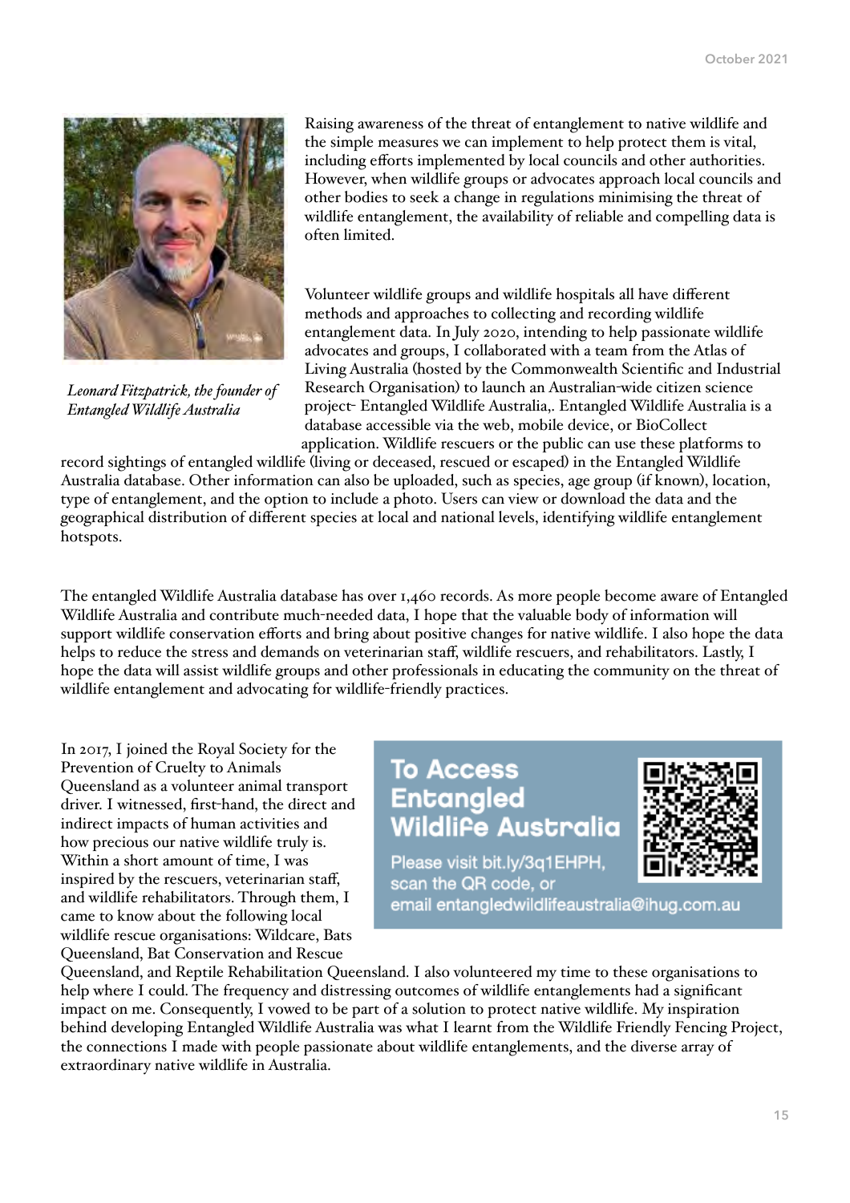*Leonard Fitzpatrick, the founder of Entangled Wildlife Australia*

Raising awareness of the threat of entanglement to native wildlife and the simple measures we can implement to help protect them is vital, including efforts implemented by local councils and other authorities. However, when wildlife groups or advocates approach local councils and other bodies to seek a change in regulations minimising the threat of wildlife entanglement, the availability of reliable and compelling data is often limited.

Volunteer wildlife groups and wildlife hospitals all have different methods and approaches to collecting and recording wildlife entanglement data. In July 2020, intending to help passionate wildlife advocates and groups, I collaborated with a team from the Atlas of Living Australia (hosted by the Commonwealth Scientific and Industrial Research Organisation) to launch an Australian-wide citizen science project- Entangled Wildlife Australia,. Entangled Wildlife Australia is a database accessible via the web, mobile device, or BioCollect application. Wildlife rescuers or the public can use these platforms to record sightings of entangled wildlife (living or deceased, rescued or escaped) in the Entangled Wildlife Australia database. Other information can also be uploaded, such as species, age group (if known), location, type of entanglement, and the option to include a photo. Users can view or download the data and the geographical distribution of different species at local and national levels, identifying wildlife entanglement hotspots.

The entangled Wildlife Australia database has over 1,460 records. As more people become aware of Entangled Wildlife Australia and contribute much-needed data, I hope that the valuable body of information will support wildlife conservation efforts and bring about positive changes for native wildlife. I also hope the data helps to reduce the stress and demands on veterinarian staff, wildlife rescuers, and rehabilitators. Lastly, I hope the data will assist wildlife groups and other professionals in educating the community on the threat of wildlife entanglement and advocating for wildlife-friendly practices.

> **To Access Entangled Wildlife Australia**
>
> Please visit bit.ly/3q1EHPH, scan the QR code, or email entangledwildlifeaustralia@ihug.com.au

In 2017, I joined the Royal Society for the Prevention of Cruelty to Animals Queensland as a volunteer animal transport driver. I witnessed, first-hand, the direct and indirect impacts of human activities and how precious our native wildlife truly is. Within a short amount of time, I was inspired by the rescuers, veterinarian staff, and wildlife rehabilitators. Through them, I came to know about the following local wildlife rescue organisations: Wildcare, Bats Queensland, Bat Conservation and Rescue Queensland, and Reptile Rehabilitation Queensland. I also volunteered my time to these organisations to help where I could. The frequency and distressing outcomes of wildlife entanglements had a significant impact on me. Consequently, I vowed to be part of a solution to protect native wildlife. My inspiration behind developing Entangled Wildlife Australia was what I learnt from the Wildlife Friendly Fencing Project, the connections I made with people passionate about wildlife entanglements, and the diverse array of extraordinary native wildlife in Australia.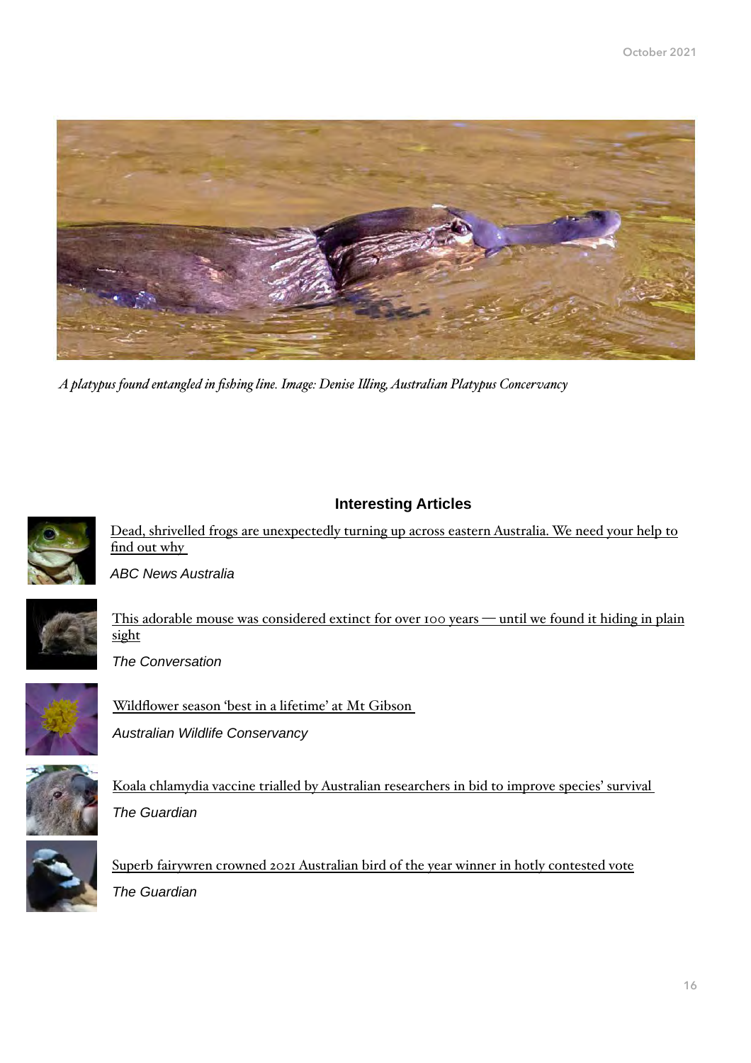*A platypus found entangled in fishing line. Image: Denise Illing, Australian Platypus Concervancy*

## Interesting Articles

Dead, shrivelled frogs are unexpectedly turning up across eastern Australia. We need your help to find out why

*ABC News Australia*

This adorable mouse was considered extinct for over 100 years — until we found it hiding in plain sight

*The Conversation*

Wildflower season 'best in a lifetime' at Mt Gibson

*Australian Wildlife Conservancy*

Koala chlamydia vaccine trialled by Australian researchers in bid to improve species' survival

*The Guardian*

Superb fairywren crowned 2021 Australian bird of the year winner in hotly contested vote

*The Guardian*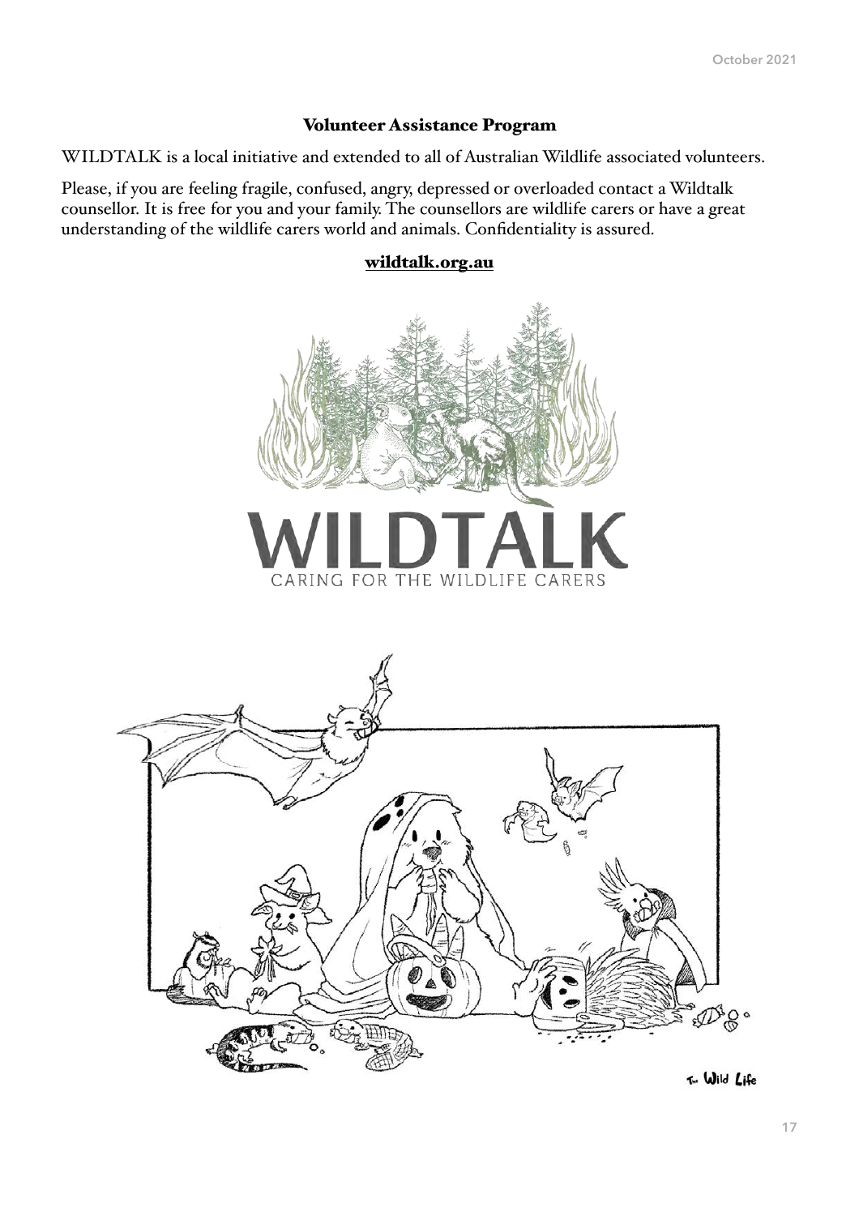### Volunteer Assistance Program

WILDTALK is a local initiative and extended to all of Australian Wildlife associated volunteers.

Please, if you are feeling fragile, confused, angry, depressed or overloaded contact a Wildtalk counsellor. It is free for you and your family. The counsellors are wildlife carers or have a great understanding of the wildlife carers world and animals. Confidentiality is assured.

**wildtalk.org.au**

WILDTALK

CARING FOR THE WILDLIFE CARERS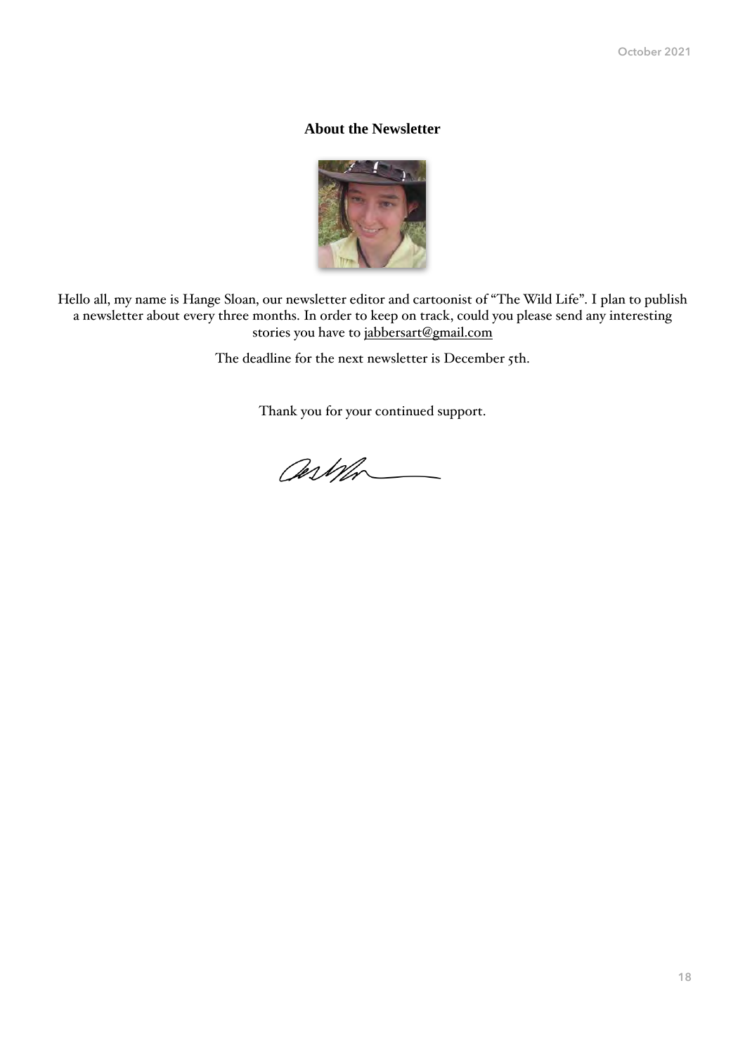## About the Newsletter

Hello all, my name is Hange Sloan, our newsletter editor and cartoonist of "The Wild Life". I plan to publish a newsletter about every three months. In order to keep on track, could you please send any interesting stories you have to jabbersart@gmail.com

The deadline for the next newsletter is December 5th.

Thank you for your continued support.